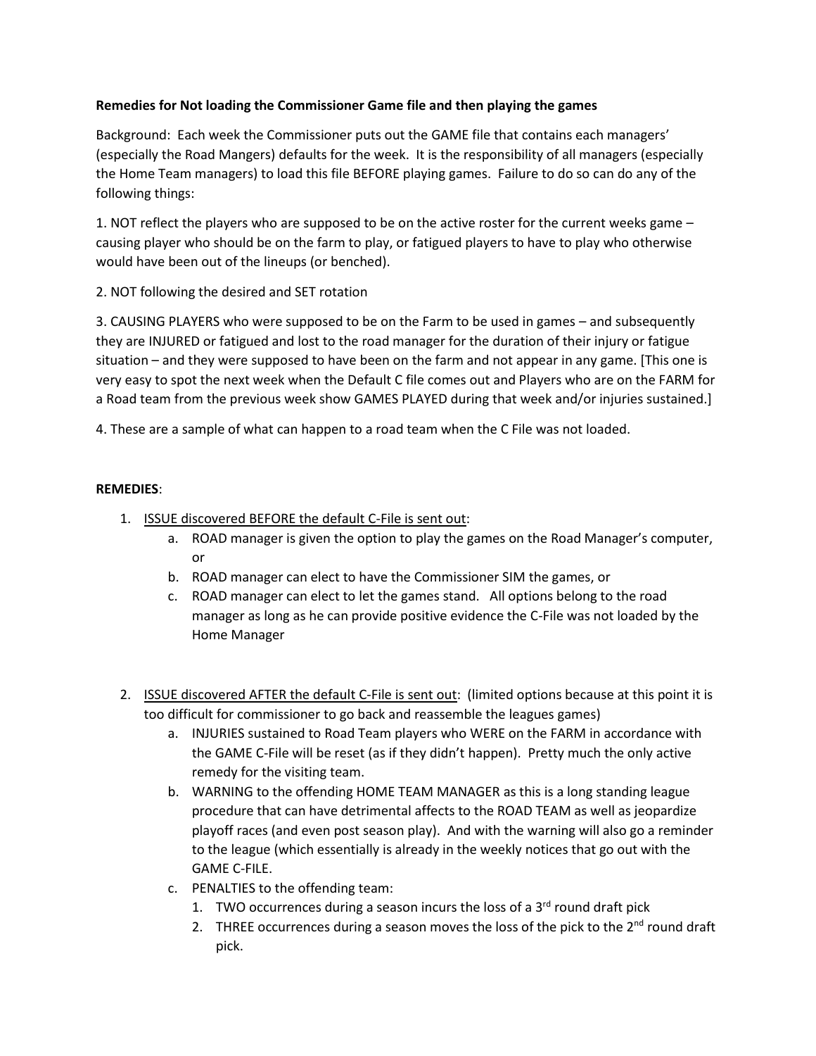**Remedies for Not loading the Commissioner Game file and then playing the games**

Background: Each week the Commissioner puts out the GAME file that contains each managers' (especially the Road Mangers) defaults for the week. It is the responsibility of all managers (especially the Home Team managers) to load this file BEFORE playing games. Failure to do so can do any of the following things:

1. NOT reflect the players who are supposed to be on the active roster for the current weeks game – causing player who should be on the farm to play, or fatigued players to have to play who otherwise would have been out of the lineups (or benched).

2. NOT following the desired and SET rotation

3. CAUSING PLAYERS who were supposed to be on the Farm to be used in games – and subsequently they are INJURED or fatigued and lost to the road manager for the duration of their injury or fatigue situation – and they were supposed to have been on the farm and not appear in any game. [This one is very easy to spot the next week when the Default C file comes out and Players who are on the FARM for a Road team from the previous week show GAMES PLAYED during that week and/or injuries sustained.]

4. These are a sample of what can happen to a road team when the C File was not loaded.

**REMEDIES**:

1. ISSUE discovered BEFORE the default C-File is sent out:
   a. ROAD manager is given the option to play the games on the Road Manager's computer, or
   b. ROAD manager can elect to have the Commissioner SIM the games, or
   c. ROAD manager can elect to let the games stand. All options belong to the road manager as long as he can provide positive evidence the C-File was not loaded by the Home Manager

2. ISSUE discovered AFTER the default C-File is sent out: (limited options because at this point it is too difficult for commissioner to go back and reassemble the leagues games)
   a. INJURIES sustained to Road Team players who WERE on the FARM in accordance with the GAME C-File will be reset (as if they didn't happen). Pretty much the only active remedy for the visiting team.
   b. WARNING to the offending HOME TEAM MANAGER as this is a long standing league procedure that can have detrimental affects to the ROAD TEAM as well as jeopardize playoff races (and even post season play). And with the warning will also go a reminder to the league (which essentially is already in the weekly notices that go out with the GAME C-FILE.
   c. PENALTIES to the offending team:
      1. TWO occurrences during a season incurs the loss of a 3rd round draft pick
      2. THREE occurrences during a season moves the loss of the pick to the 2nd round draft pick.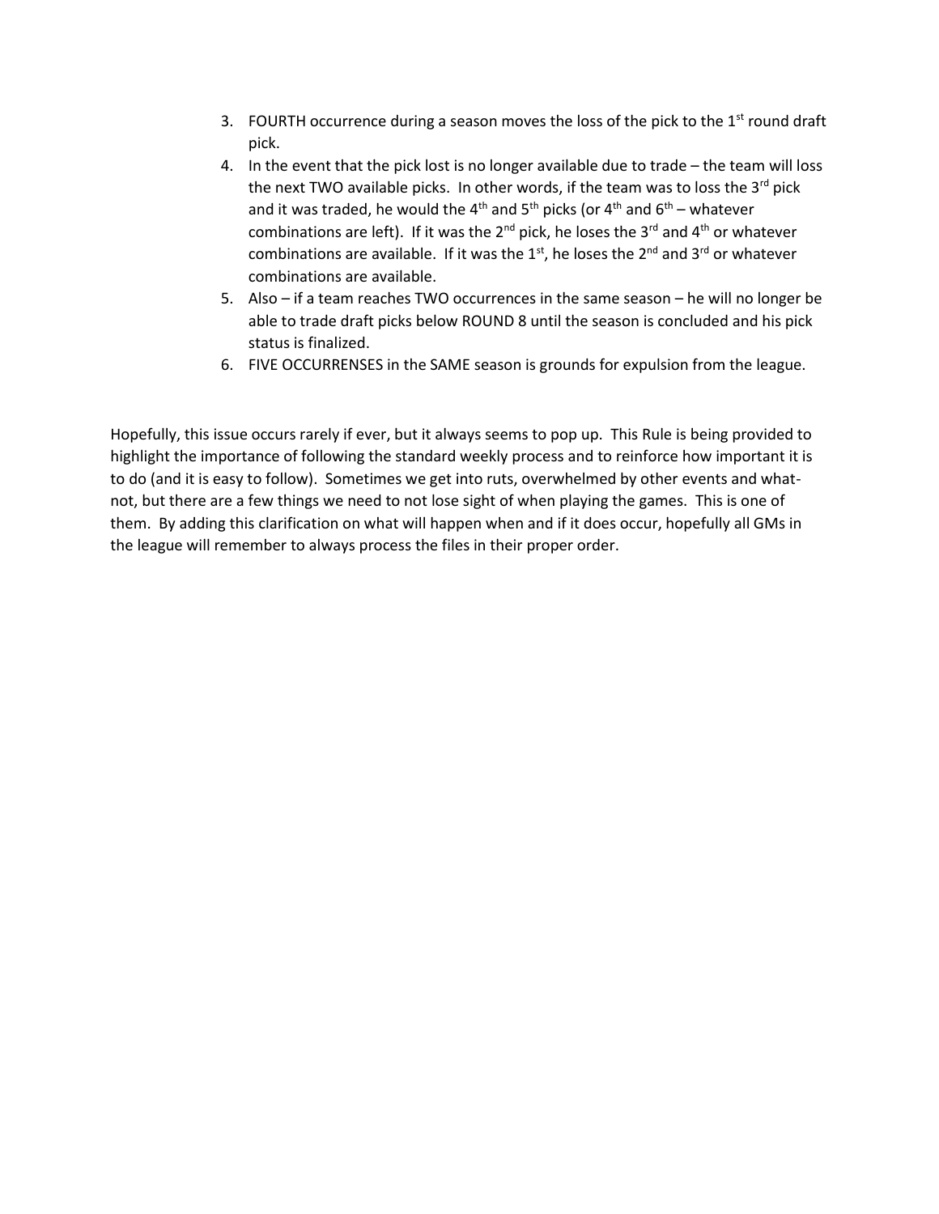3. FOURTH occurrence during a season moves the loss of the pick to the 1st round draft pick.
4. In the event that the pick lost is no longer available due to trade – the team will loss the next TWO available picks. In other words, if the team was to loss the 3rd pick and it was traded, he would the 4th and 5th picks (or 4th and 6th – whatever combinations are left). If it was the 2nd pick, he loses the 3rd and 4th or whatever combinations are available. If it was the 1st, he loses the 2nd and 3rd or whatever combinations are available.
5. Also – if a team reaches TWO occurrences in the same season – he will no longer be able to trade draft picks below ROUND 8 until the season is concluded and his pick status is finalized.
6. FIVE OCCURRENSES in the SAME season is grounds for expulsion from the league.

Hopefully, this issue occurs rarely if ever, but it always seems to pop up. This Rule is being provided to highlight the importance of following the standard weekly process and to reinforce how important it is to do (and it is easy to follow). Sometimes we get into ruts, overwhelmed by other events and what-not, but there are a few things we need to not lose sight of when playing the games. This is one of them. By adding this clarification on what will happen when and if it does occur, hopefully all GMs in the league will remember to always process the files in their proper order.